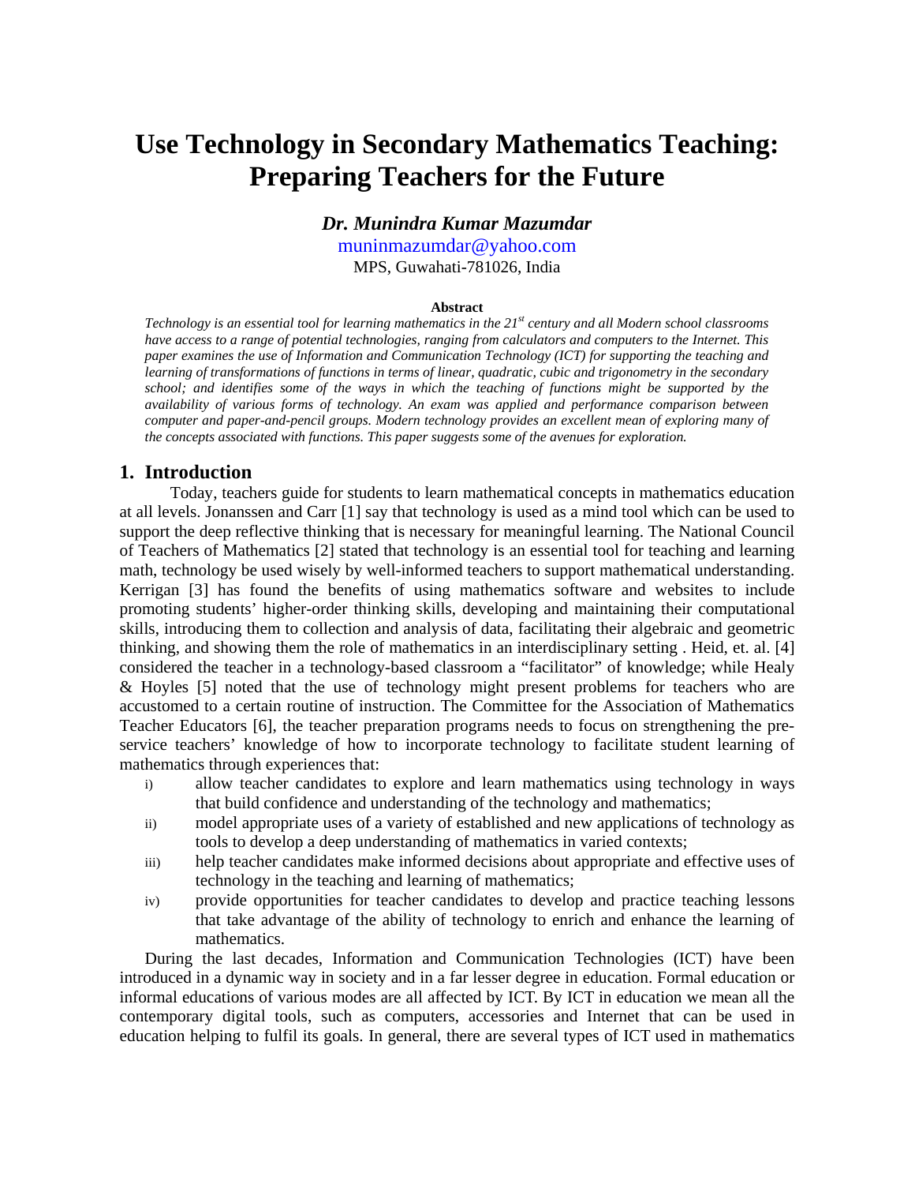# Use Technology in Secondary Mathematics Teaching: Preparing Teachers for the Future

***Dr. Munindra Kumar Mazumdar***

muninmazumdar@yahoo.com

MPS, Guwahati-781026, India

**Abstract**

*Technology is an essential tool for learning mathematics in the 21st century and all Modern school classrooms have access to a range of potential technologies, ranging from calculators and computers to the Internet. This paper examines the use of Information and Communication Technology (ICT) for supporting the teaching and learning of transformations of functions in terms of linear, quadratic, cubic and trigonometry in the secondary school; and identifies some of the ways in which the teaching of functions might be supported by the availability of various forms of technology. An exam was applied and performance comparison between computer and paper-and-pencil groups. Modern technology provides an excellent mean of exploring many of the concepts associated with functions. This paper suggests some of the avenues for exploration.*

## 1. Introduction

Today, teachers guide for students to learn mathematical concepts in mathematics education at all levels. Jonanssen and Carr [1] say that technology is used as a mind tool which can be used to support the deep reflective thinking that is necessary for meaningful learning. The National Council of Teachers of Mathematics [2] stated that technology is an essential tool for teaching and learning math, technology be used wisely by well-informed teachers to support mathematical understanding. Kerrigan [3] has found the benefits of using mathematics software and websites to include promoting students' higher-order thinking skills, developing and maintaining their computational skills, introducing them to collection and analysis of data, facilitating their algebraic and geometric thinking, and showing them the role of mathematics in an interdisciplinary setting . Heid, et. al. [4] considered the teacher in a technology-based classroom a "facilitator" of knowledge; while Healy & Hoyles [5] noted that the use of technology might present problems for teachers who are accustomed to a certain routine of instruction. The Committee for the Association of Mathematics Teacher Educators [6], the teacher preparation programs needs to focus on strengthening the pre-service teachers' knowledge of how to incorporate technology to facilitate student learning of mathematics through experiences that:

- i) allow teacher candidates to explore and learn mathematics using technology in ways that build confidence and understanding of the technology and mathematics;
- ii) model appropriate uses of a variety of established and new applications of technology as tools to develop a deep understanding of mathematics in varied contexts;
- iii) help teacher candidates make informed decisions about appropriate and effective uses of technology in the teaching and learning of mathematics;
- iv) provide opportunities for teacher candidates to develop and practice teaching lessons that take advantage of the ability of technology to enrich and enhance the learning of mathematics.

During the last decades, Information and Communication Technologies (ICT) have been introduced in a dynamic way in society and in a far lesser degree in education. Formal education or informal educations of various modes are all affected by ICT. By ICT in education we mean all the contemporary digital tools, such as computers, accessories and Internet that can be used in education helping to fulfil its goals. In general, there are several types of ICT used in mathematics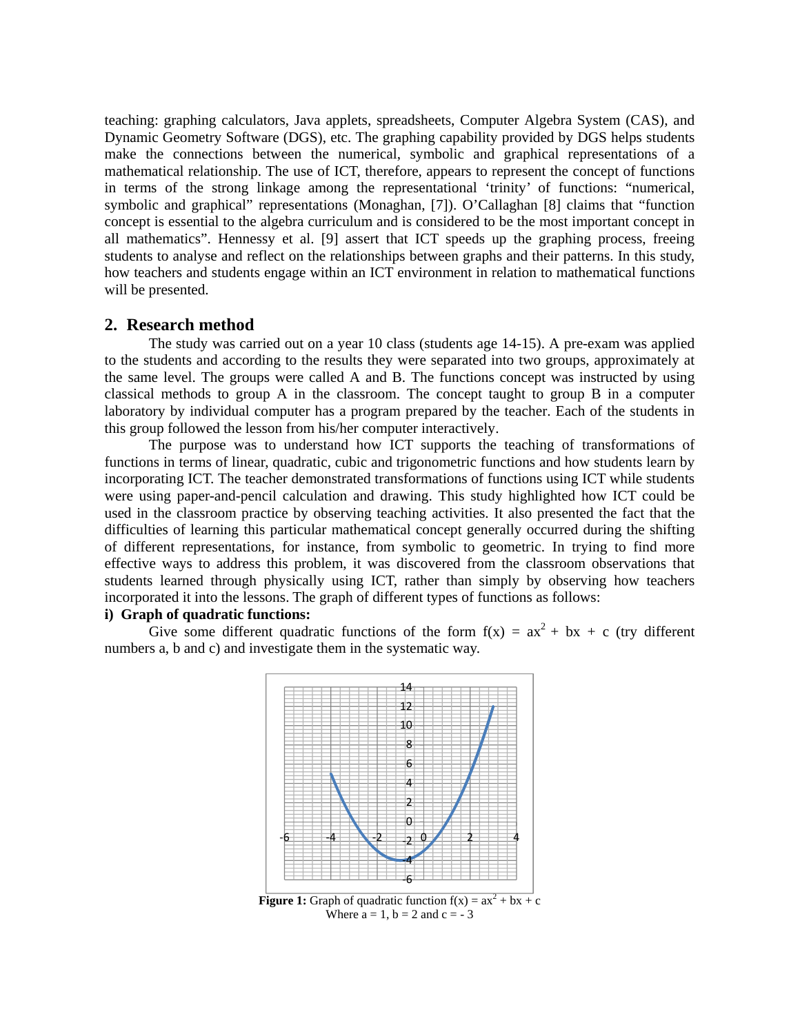teaching: graphing calculators, Java applets, spreadsheets, Computer Algebra System (CAS), and Dynamic Geometry Software (DGS), etc. The graphing capability provided by DGS helps students make the connections between the numerical, symbolic and graphical representations of a mathematical relationship. The use of ICT, therefore, appears to represent the concept of functions in terms of the strong linkage among the representational 'trinity' of functions: "numerical, symbolic and graphical" representations (Monaghan, [7]). O'Callaghan [8] claims that "function concept is essential to the algebra curriculum and is considered to be the most important concept in all mathematics". Hennessy et al. [9] assert that ICT speeds up the graphing process, freeing students to analyse and reflect on the relationships between graphs and their patterns. In this study, how teachers and students engage within an ICT environment in relation to mathematical functions will be presented.

## 2. Research method

The study was carried out on a year 10 class (students age 14-15). A pre-exam was applied to the students and according to the results they were separated into two groups, approximately at the same level. The groups were called A and B. The functions concept was instructed by using classical methods to group A in the classroom. The concept taught to group B in a computer laboratory by individual computer has a program prepared by the teacher. Each of the students in this group followed the lesson from his/her computer interactively.

The purpose was to understand how ICT supports the teaching of transformations of functions in terms of linear, quadratic, cubic and trigonometric functions and how students learn by incorporating ICT. The teacher demonstrated transformations of functions using ICT while students were using paper-and-pencil calculation and drawing. This study highlighted how ICT could be used in the classroom practice by observing teaching activities. It also presented the fact that the difficulties of learning this particular mathematical concept generally occurred during the shifting of different representations, for instance, from symbolic to geometric. In trying to find more effective ways to address this problem, it was discovered from the classroom observations that students learned through physically using ICT, rather than simply by observing how teachers incorporated it into the lessons. The graph of different types of functions as follows:

**i) Graph of quadratic functions:**

Give some different quadratic functions of the form $f(x) = ax^2 + bx + c$ (try different numbers a, b and c) and investigate them in the systematic way.

**Figure 1:** Graph of quadratic function $f(x) = ax^2 + bx + c$
Where a = 1, b = 2 and c = - 3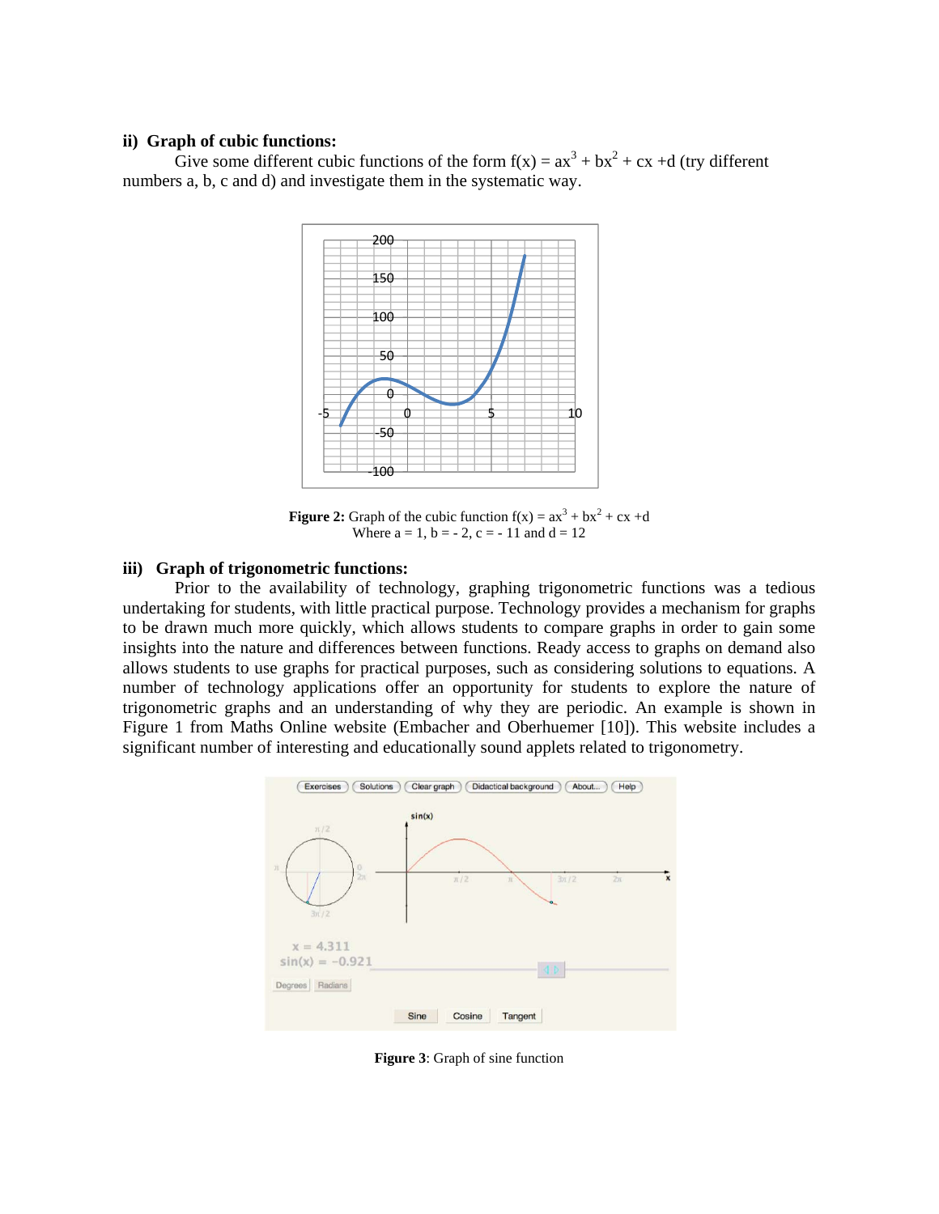### ii) Graph of cubic functions:

Give some different cubic functions of the form $f(x) = ax^3 + bx^2 + cx + d$ (try different numbers a, b, c and d) and investigate them in the systematic way.

**Figure 2:** Graph of the cubic function $f(x) = ax^3 + bx^2 + cx + d$
Where $a = 1$, $b = -2$, $c = -11$ and $d = 12$

### iii) Graph of trigonometric functions:

Prior to the availability of technology, graphing trigonometric functions was a tedious undertaking for students, with little practical purpose. Technology provides a mechanism for graphs to be drawn much more quickly, which allows students to compare graphs in order to gain some insights into the nature and differences between functions. Ready access to graphs on demand also allows students to use graphs for practical purposes, such as considering solutions to equations. A number of technology applications offer an opportunity for students to explore the nature of trigonometric graphs and an understanding of why they are periodic. An example is shown in Figure 1 from Maths Online website (Embacher and Oberhuemer [10]). This website includes a significant number of interesting and educationally sound applets related to trigonometry.

**Figure 3**: Graph of sine function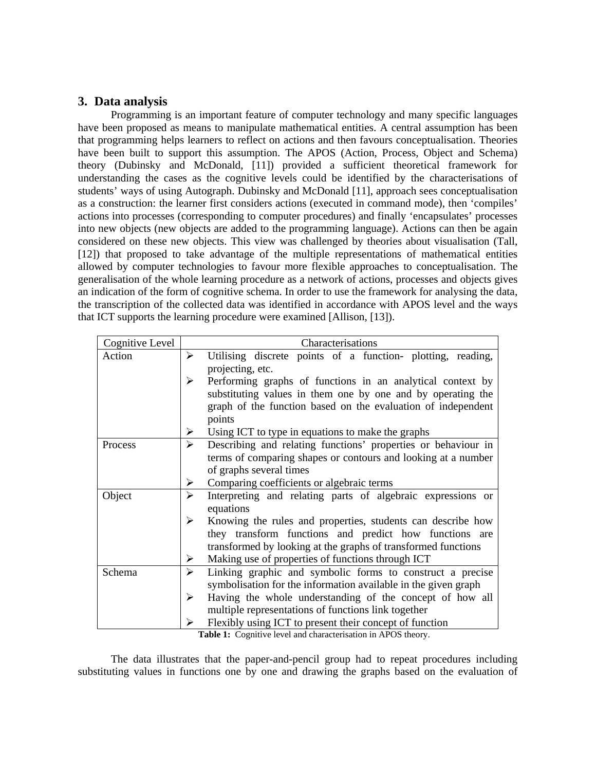## 3. Data analysis

Programming is an important feature of computer technology and many specific languages have been proposed as means to manipulate mathematical entities. A central assumption has been that programming helps learners to reflect on actions and then favours conceptualisation. Theories have been built to support this assumption. The APOS (Action, Process, Object and Schema) theory (Dubinsky and McDonald, [11]) provided a sufficient theoretical framework for understanding the cases as the cognitive levels could be identified by the characterisations of students' ways of using Autograph. Dubinsky and McDonald [11], approach sees conceptualisation as a construction: the learner first considers actions (executed in command mode), then 'compiles' actions into processes (corresponding to computer procedures) and finally 'encapsulates' processes into new objects (new objects are added to the programming language). Actions can then be again considered on these new objects. This view was challenged by theories about visualisation (Tall, [12]) that proposed to take advantage of the multiple representations of mathematical entities allowed by computer technologies to favour more flexible approaches to conceptualisation. The generalisation of the whole learning procedure as a network of actions, processes and objects gives an indication of the form of cognitive schema. In order to use the framework for analysing the data, the transcription of the collected data was identified in accordance with APOS level and the ways that ICT supports the learning procedure were examined [Allison, [13]).

| Cognitive Level | Characterisations |
|---|---|
| Action | ➢ Utilising discrete points of a function- plotting, reading, projecting, etc.<br>➢ Performing graphs of functions in an analytical context by substituting values in them one by one and by operating the graph of the function based on the evaluation of independent points<br>➢ Using ICT to type in equations to make the graphs |
| Process | ➢ Describing and relating functions' properties or behaviour in terms of comparing shapes or contours and looking at a number of graphs several times<br>➢ Comparing coefficients or algebraic terms |
| Object | ➢ Interpreting and relating parts of algebraic expressions or equations<br>➢ Knowing the rules and properties, students can describe how they transform functions and predict how functions are transformed by looking at the graphs of transformed functions<br>➢ Making use of properties of functions through ICT |
| Schema | ➢ Linking graphic and symbolic forms to construct a precise symbolisation for the information available in the given graph<br>➢ Having the whole understanding of the concept of how all multiple representations of functions link together<br>➢ Flexibly using ICT to present their concept of function |

**Table 1:** Cognitive level and characterisation in APOS theory.

The data illustrates that the paper-and-pencil group had to repeat procedures including substituting values in functions one by one and drawing the graphs based on the evaluation of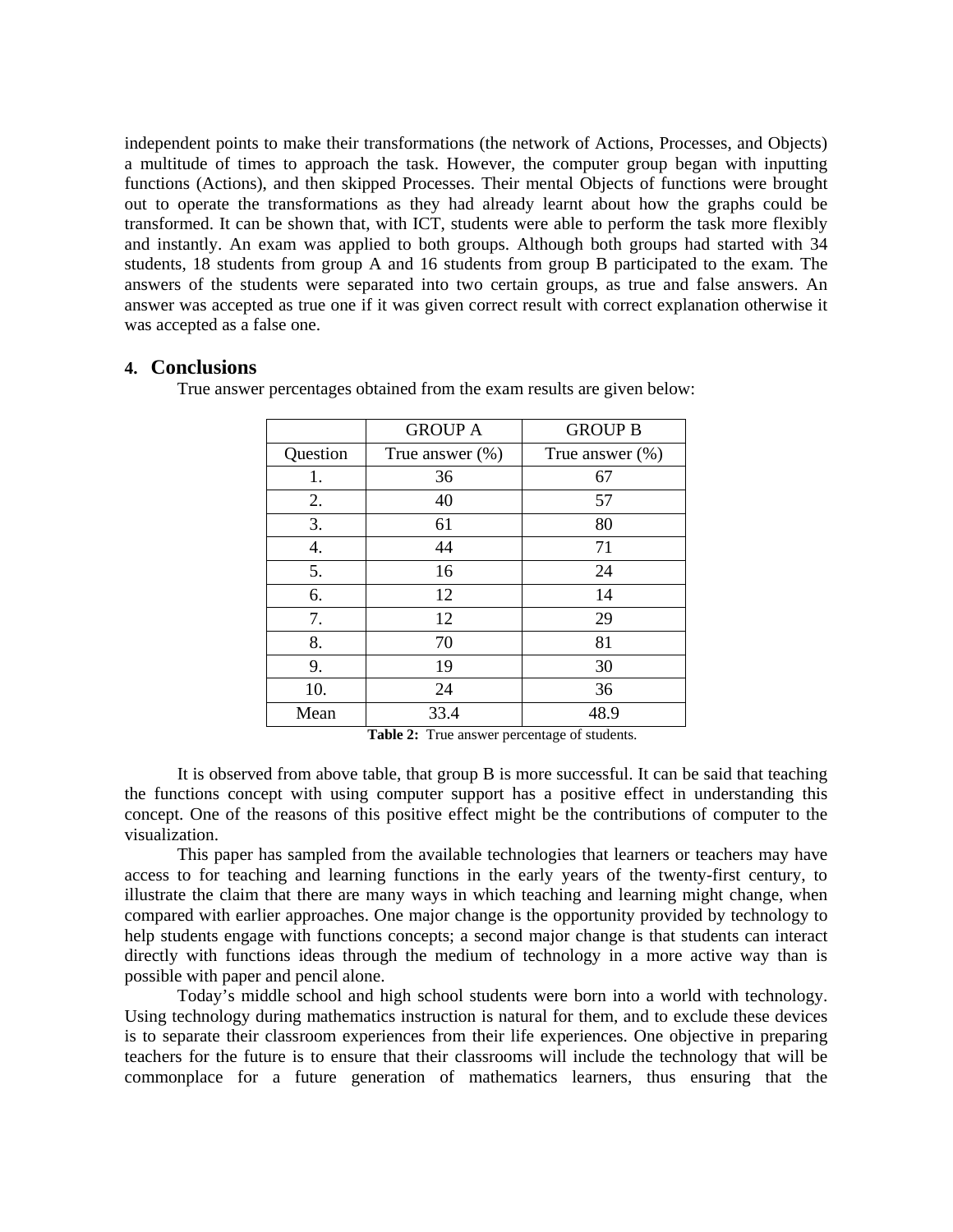independent points to make their transformations (the network of Actions, Processes, and Objects) a multitude of times to approach the task. However, the computer group began with inputting functions (Actions), and then skipped Processes. Their mental Objects of functions were brought out to operate the transformations as they had already learnt about how the graphs could be transformed. It can be shown that, with ICT, students were able to perform the task more flexibly and instantly. An exam was applied to both groups. Although both groups had started with 34 students, 18 students from group A and 16 students from group B participated to the exam. The answers of the students were separated into two certain groups, as true and false answers. An answer was accepted as true one if it was given correct result with correct explanation otherwise it was accepted as a false one.

## 4. Conclusions

True answer percentages obtained from the exam results are given below:

| | GROUP A | GROUP B |
|---|---|---|
| Question | True answer (%) | True answer (%) |
| 1. | 36 | 67 |
| 2. | 40 | 57 |
| 3. | 61 | 80 |
| 4. | 44 | 71 |
| 5. | 16 | 24 |
| 6. | 12 | 14 |
| 7. | 12 | 29 |
| 8. | 70 | 81 |
| 9. | 19 | 30 |
| 10. | 24 | 36 |
| Mean | 33.4 | 48.9 |

**Table 2:** True answer percentage of students.

It is observed from above table, that group B is more successful. It can be said that teaching the functions concept with using computer support has a positive effect in understanding this concept. One of the reasons of this positive effect might be the contributions of computer to the visualization.

This paper has sampled from the available technologies that learners or teachers may have access to for teaching and learning functions in the early years of the twenty-first century, to illustrate the claim that there are many ways in which teaching and learning might change, when compared with earlier approaches. One major change is the opportunity provided by technology to help students engage with functions concepts; a second major change is that students can interact directly with functions ideas through the medium of technology in a more active way than is possible with paper and pencil alone.

Today's middle school and high school students were born into a world with technology. Using technology during mathematics instruction is natural for them, and to exclude these devices is to separate their classroom experiences from their life experiences. One objective in preparing teachers for the future is to ensure that their classrooms will include the technology that will be commonplace for a future generation of mathematics learners, thus ensuring that the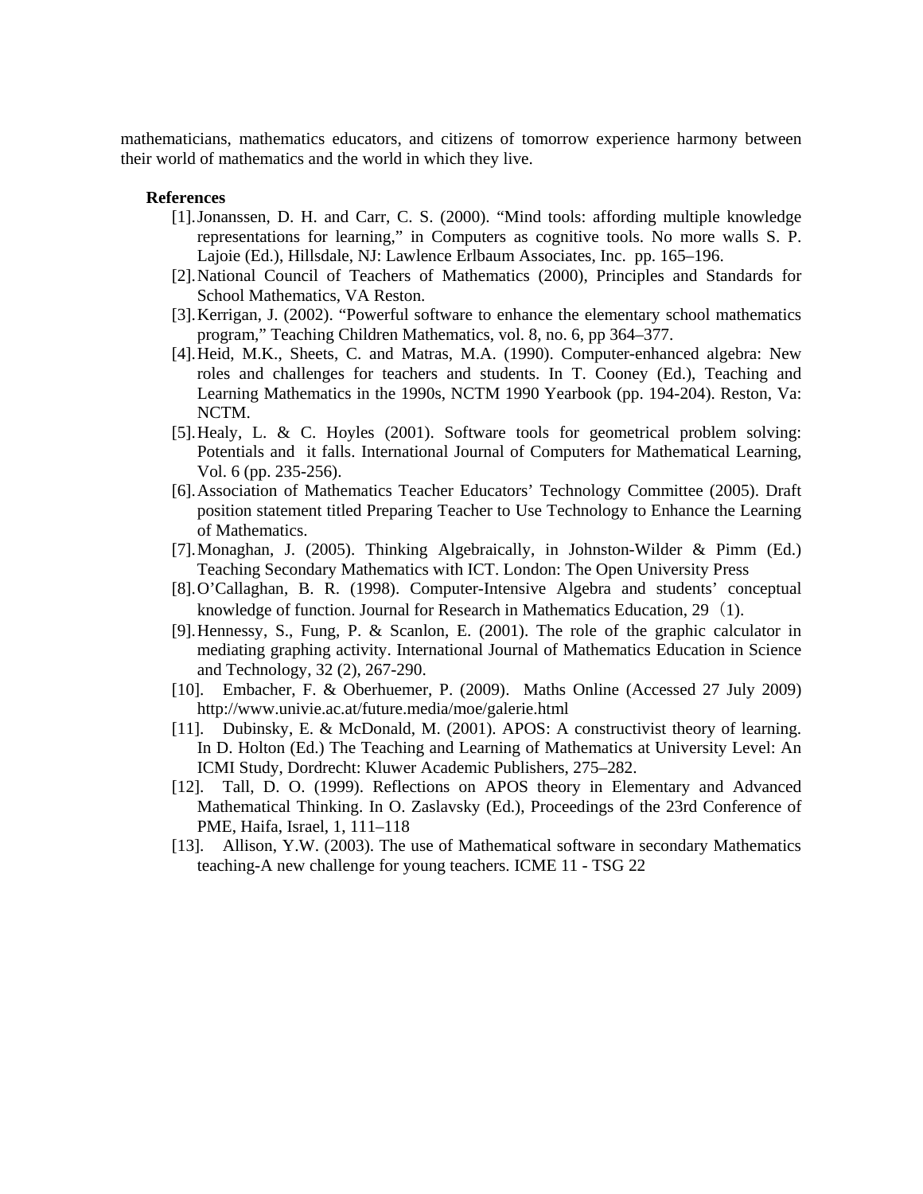mathematicians, mathematics educators, and citizens of tomorrow experience harmony between their world of mathematics and the world in which they live.

**References**

[1]. Jonanssen, D. H. and Carr, C. S. (2000). "Mind tools: affording multiple knowledge representations for learning," in Computers as cognitive tools. No more walls S. P. Lajoie (Ed.), Hillsdale, NJ: Lawlence Erlbaum Associates, Inc. pp. 165–196.

[2]. National Council of Teachers of Mathematics (2000), Principles and Standards for School Mathematics, VA Reston.

[3]. Kerrigan, J. (2002). "Powerful software to enhance the elementary school mathematics program," Teaching Children Mathematics, vol. 8, no. 6, pp 364–377.

[4]. Heid, M.K., Sheets, C. and Matras, M.A. (1990). Computer-enhanced algebra: New roles and challenges for teachers and students. In T. Cooney (Ed.), Teaching and Learning Mathematics in the 1990s, NCTM 1990 Yearbook (pp. 194-204). Reston, Va: NCTM.

[5]. Healy, L. & C. Hoyles (2001). Software tools for geometrical problem solving: Potentials and it falls. International Journal of Computers for Mathematical Learning, Vol. 6 (pp. 235-256).

[6]. Association of Mathematics Teacher Educators' Technology Committee (2005). Draft position statement titled Preparing Teacher to Use Technology to Enhance the Learning of Mathematics.

[7]. Monaghan, J. (2005). Thinking Algebraically, in Johnston-Wilder & Pimm (Ed.) Teaching Secondary Mathematics with ICT. London: The Open University Press

[8]. O'Callaghan, B. R. (1998). Computer-Intensive Algebra and students' conceptual knowledge of function. Journal for Research in Mathematics Education, 29（1).

[9]. Hennessy, S., Fung, P. & Scanlon, E. (2001). The role of the graphic calculator in mediating graphing activity. International Journal of Mathematics Education in Science and Technology, 32 (2), 267-290.

[10]. Embacher, F. & Oberhuemer, P. (2009). Maths Online (Accessed 27 July 2009) http://www.univie.ac.at/future.media/moe/galerie.html

[11]. Dubinsky, E. & McDonald, M. (2001). APOS: A constructivist theory of learning. In D. Holton (Ed.) The Teaching and Learning of Mathematics at University Level: An ICMI Study, Dordrecht: Kluwer Academic Publishers, 275–282.

[12]. Tall, D. O. (1999). Reflections on APOS theory in Elementary and Advanced Mathematical Thinking. In O. Zaslavsky (Ed.), Proceedings of the 23rd Conference of PME, Haifa, Israel, 1, 111–118

[13]. Allison, Y.W. (2003). The use of Mathematical software in secondary Mathematics teaching-A new challenge for young teachers. ICME 11 - TSG 22